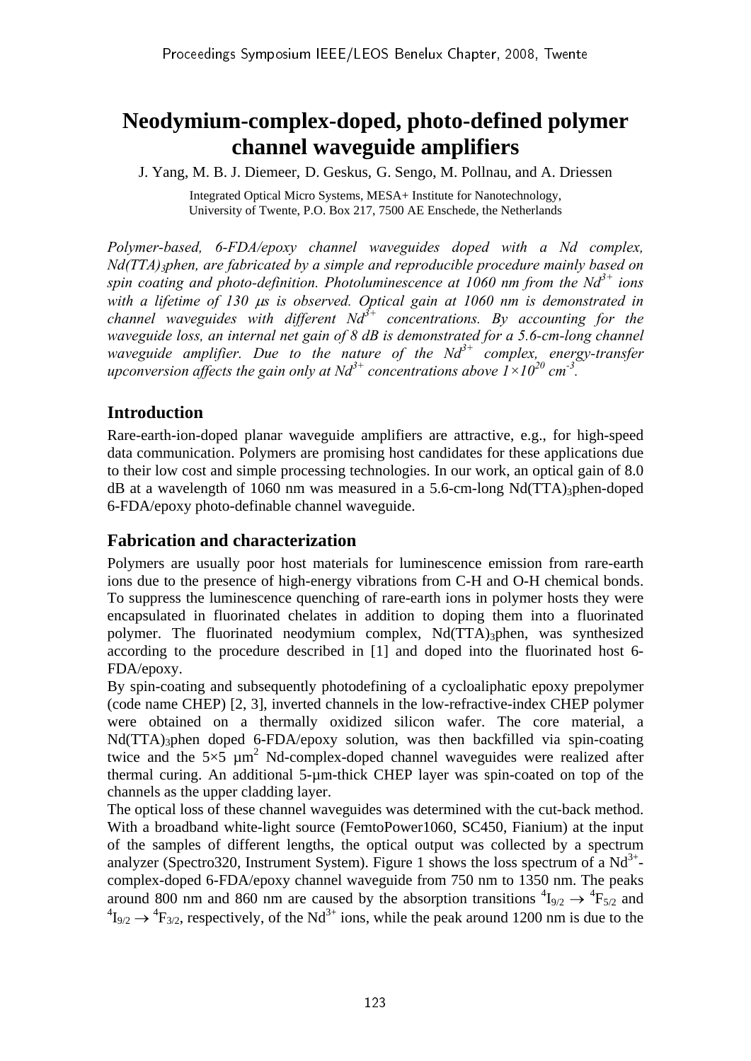# Neodymium-complex-doped, photo-defined polymer channel waveguide amplifiers

J. Yang, M. B. J. Diemeer, D. Geskus, G. Sengo, M. Pollnau, and A. Driessen

Integrated Optical Micro Systems, MESA+ Institute for Nanotechnology, University of Twente, P.O. Box 217, 7500 AE Enschede, the Netherlands

*Polymer-based, 6-FDA/epoxy channel waveguides doped with a Nd complex, $Nd(TTA)_3phen$, are fabricated by a simple and reproducible procedure mainly based on spin coating and photo-definition. Photoluminescence at 1060 nm from the $Nd^{3+}$ ions with a lifetime of 130 μs is observed. Optical gain at 1060 nm is demonstrated in channel waveguides with different $Nd^{3+}$ concentrations. By accounting for the waveguide loss, an internal net gain of 8 dB is demonstrated for a 5.6-cm-long channel waveguide amplifier. Due to the nature of the $Nd^{3+}$ complex, energy-transfer upconversion affects the gain only at $Nd^{3+}$ concentrations above $1\times10^{20}$ $cm^{-3}$.*

## Introduction

Rare-earth-ion-doped planar waveguide amplifiers are attractive, e.g., for high-speed data communication. Polymers are promising host candidates for these applications due to their low cost and simple processing technologies. In our work, an optical gain of 8.0 dB at a wavelength of 1060 nm was measured in a 5.6-cm-long $Nd(TTA)_3phen$-doped 6-FDA/epoxy photo-definable channel waveguide.

## Fabrication and characterization

Polymers are usually poor host materials for luminescence emission from rare-earth ions due to the presence of high-energy vibrations from C-H and O-H chemical bonds. To suppress the luminescence quenching of rare-earth ions in polymer hosts they were encapsulated in fluorinated chelates in addition to doping them into a fluorinated polymer. The fluorinated neodymium complex, $Nd(TTA)_3phen$, was synthesized according to the procedure described in [1] and doped into the fluorinated host 6-FDA/epoxy.

By spin-coating and subsequently photodefining of a cycloaliphatic epoxy prepolymer (code name CHEP) [2, 3], inverted channels in the low-refractive-index CHEP polymer were obtained on a thermally oxidized silicon wafer. The core material, a $Nd(TTA)_3phen$ doped 6-FDA/epoxy solution, was then backfilled via spin-coating twice and the 5×5 $\mu m^2$ Nd-complex-doped channel waveguides were realized after thermal curing. An additional 5-μm-thick CHEP layer was spin-coated on top of the channels as the upper cladding layer.

The optical loss of these channel waveguides was determined with the cut-back method. With a broadband white-light source (FemtoPower1060, SC450, Fianium) at the input of the samples of different lengths, the optical output was collected by a spectrum analyzer (Spectro320, Instrument System). Figure 1 shows the loss spectrum of a $Nd^{3+}$-complex-doped 6-FDA/epoxy channel waveguide from 750 nm to 1350 nm. The peaks around 800 nm and 860 nm are caused by the absorption transitions $^4I_{9/2} \rightarrow {}^4F_{5/2}$ and $^4I_{9/2} \rightarrow {}^4F_{3/2}$, respectively, of the $Nd^{3+}$ ions, while the peak around 1200 nm is due to the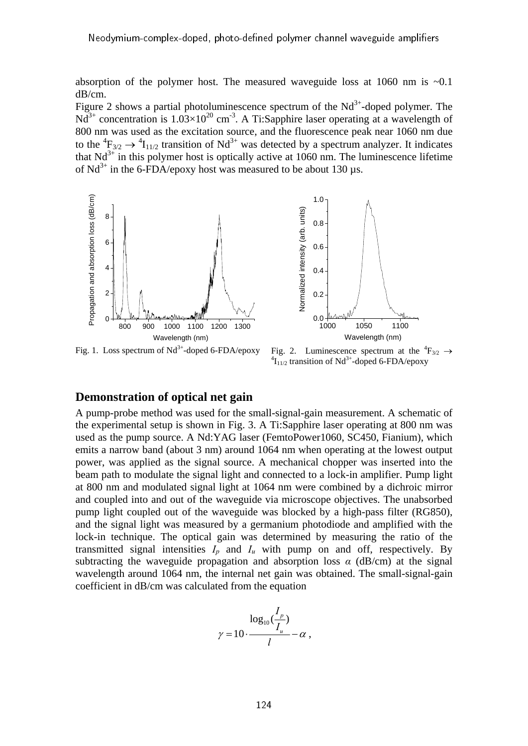absorption of the polymer host. The measured waveguide loss at 1060 nm is ~0.1 dB/cm.

Figure 2 shows a partial photoluminescence spectrum of the $Nd^{3+}$-doped polymer. The $Nd^{3+}$ concentration is $1.03\times10^{20}$ $cm^{-3}$. A Ti:Sapphire laser operating at a wavelength of 800 nm was used as the excitation source, and the fluorescence peak near 1060 nm due to the $^4F_{3/2} \rightarrow {}^4I_{11/2}$ transition of $Nd^{3+}$ was detected by a spectrum analyzer. It indicates that $Nd^{3+}$ in this polymer host is optically active at 1060 nm. The luminescence lifetime of $Nd^{3+}$ in the 6-FDA/epoxy host was measured to be about 130 µs.

Fig. 1. Loss spectrum of $Nd^{3+}$-doped 6-FDA/epoxy

Fig. 2. Luminescence spectrum at the $^4F_{3/2} \rightarrow {}^4I_{11/2}$ transition of $Nd^{3+}$-doped 6-FDA/epoxy

## Demonstration of optical net gain

A pump-probe method was used for the small-signal-gain measurement. A schematic of the experimental setup is shown in Fig. 3. A Ti:Sapphire laser operating at 800 nm was used as the pump source. A Nd:YAG laser (FemtoPower1060, SC450, Fianium), which emits a narrow band (about 3 nm) around 1064 nm when operating at the lowest output power, was applied as the signal source. A mechanical chopper was inserted into the beam path to modulate the signal light and connected to a lock-in amplifier. Pump light at 800 nm and modulated signal light at 1064 nm were combined by a dichroic mirror and coupled into and out of the waveguide via microscope objectives. The unabsorbed pump light coupled out of the waveguide was blocked by a high-pass filter (RG850), and the signal light was measured by a germanium photodiode and amplified with the lock-in technique. The optical gain was determined by measuring the ratio of the transmitted signal intensities $I_p$ and $I_u$ with pump on and off, respectively. By subtracting the waveguide propagation and absorption loss $\alpha$ (dB/cm) at the signal wavelength around 1064 nm, the internal net gain was obtained. The small-signal-gain coefficient in dB/cm was calculated from the equation

$$\gamma = 10 \cdot \frac{\log_{10}\left(\frac{I_p}{I_u}\right)}{l} - \alpha ,$$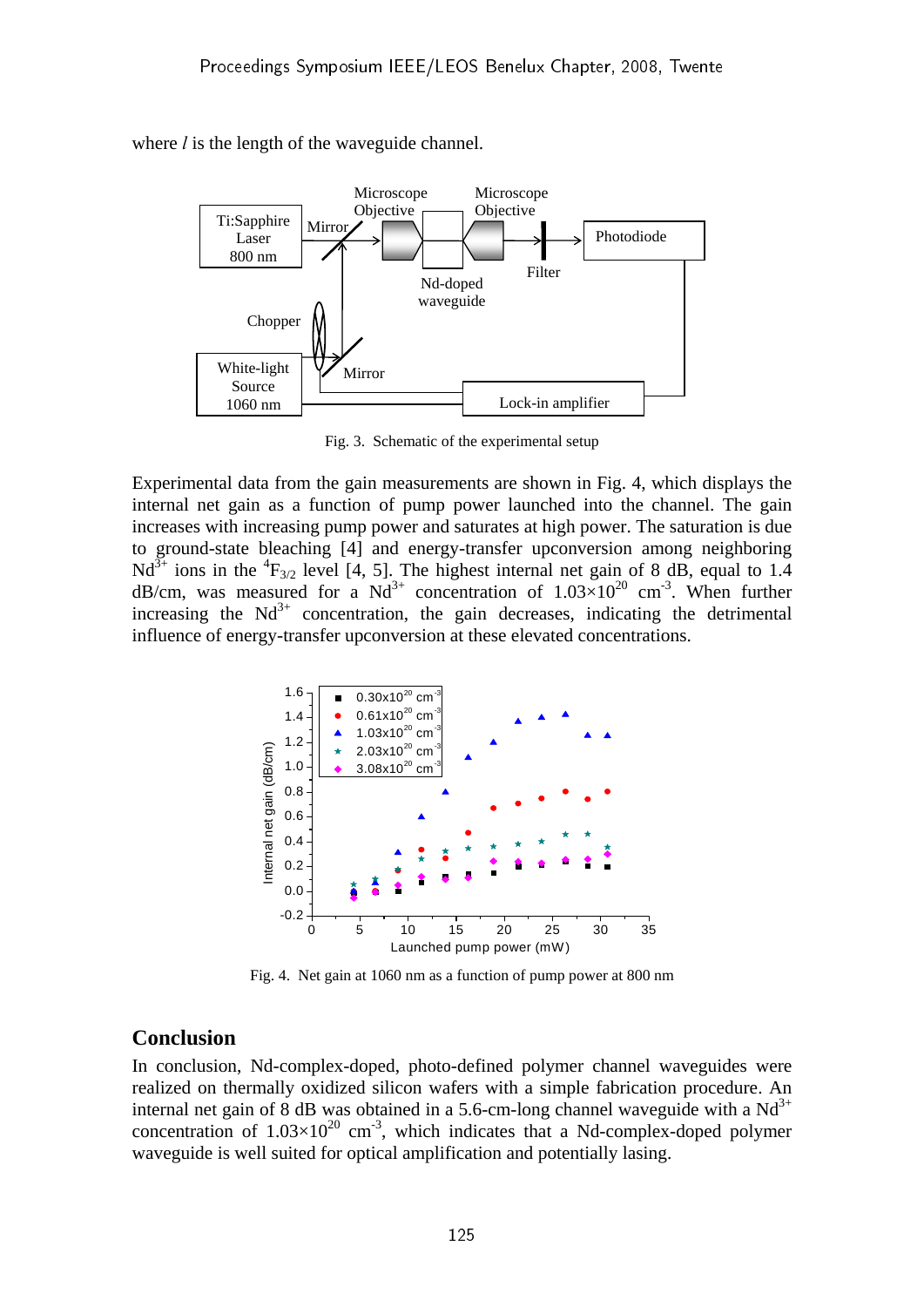where *l* is the length of the waveguide channel.

Fig. 3. Schematic of the experimental setup

Experimental data from the gain measurements are shown in Fig. 4, which displays the internal net gain as a function of pump power launched into the channel. The gain increases with increasing pump power and saturates at high power. The saturation is due to ground-state bleaching [4] and energy-transfer upconversion among neighboring $Nd^{3+}$ ions in the $^4F_{3/2}$ level [4, 5]. The highest internal net gain of 8 dB, equal to 1.4 dB/cm, was measured for a $Nd^{3+}$ concentration of $1.03\times10^{20}$ $cm^{-3}$. When further increasing the $Nd^{3+}$ concentration, the gain decreases, indicating the detrimental influence of energy-transfer upconversion at these elevated concentrations.

Fig. 4. Net gain at 1060 nm as a function of pump power at 800 nm

## Conclusion

In conclusion, Nd-complex-doped, photo-defined polymer channel waveguides were realized on thermally oxidized silicon wafers with a simple fabrication procedure. An internal net gain of 8 dB was obtained in a 5.6-cm-long channel waveguide with a $Nd^{3+}$ concentration of $1.03\times10^{20}$ $cm^{-3}$, which indicates that a Nd-complex-doped polymer waveguide is well suited for optical amplification and potentially lasing.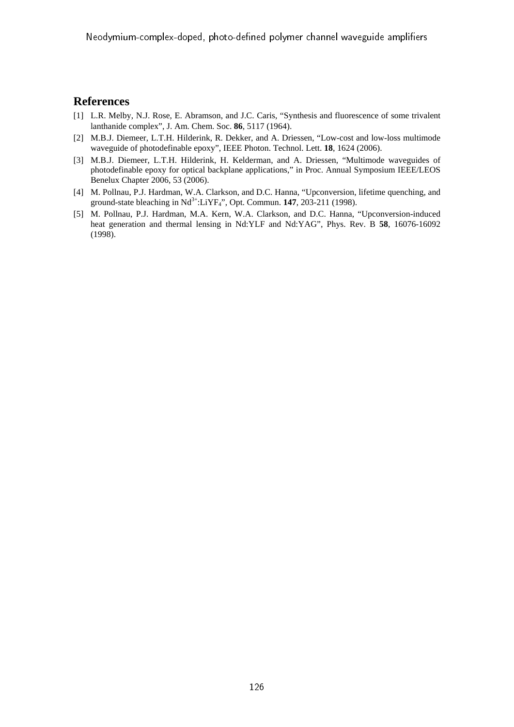## References

[1] L.R. Melby, N.J. Rose, E. Abramson, and J.C. Caris, "Synthesis and fluorescence of some trivalent lanthanide complex", J. Am. Chem. Soc. **86**, 5117 (1964).

[2] M.B.J. Diemeer, L.T.H. Hilderink, R. Dekker, and A. Driessen, "Low-cost and low-loss multimode waveguide of photodefinable epoxy", IEEE Photon. Technol. Lett. **18**, 1624 (2006).

[3] M.B.J. Diemeer, L.T.H. Hilderink, H. Kelderman, and A. Driessen, "Multimode waveguides of photodefinable epoxy for optical backplane applications," in Proc. Annual Symposium IEEE/LEOS Benelux Chapter 2006, 53 (2006).

[4] M. Pollnau, P.J. Hardman, W.A. Clarkson, and D.C. Hanna, "Upconversion, lifetime quenching, and ground-state bleaching in $Nd^{3+}$:$LiYF_4$", Opt. Commun. **147**, 203-211 (1998).

[5] M. Pollnau, P.J. Hardman, M.A. Kern, W.A. Clarkson, and D.C. Hanna, "Upconversion-induced heat generation and thermal lensing in Nd:YLF and Nd:YAG", Phys. Rev. B **58**, 16076-16092 (1998).